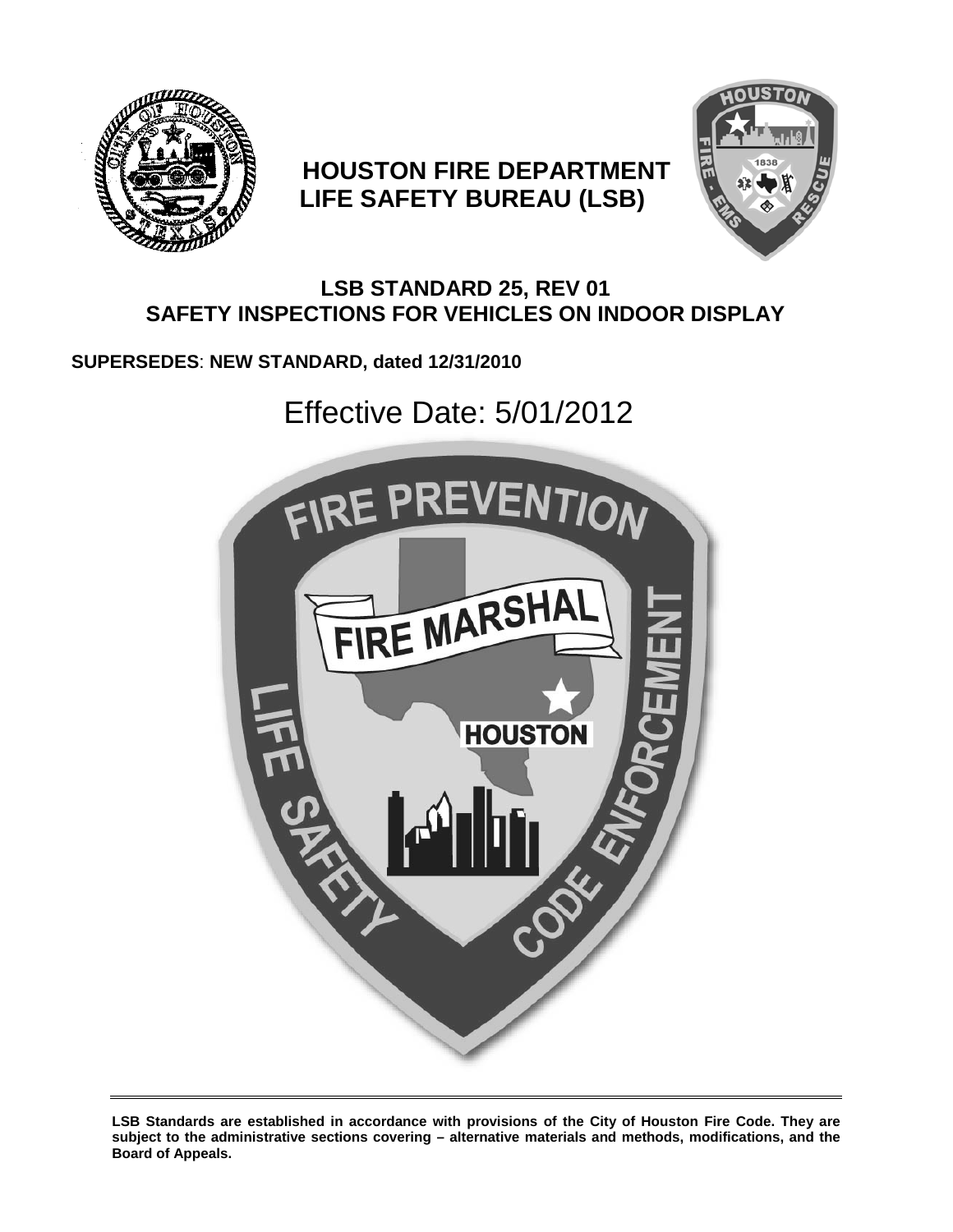# HOUSTON FIRE DEPARTMENT
# LIFE SAFETY BUREAU (LSB)

## LSB STANDARD 25, REV 01
## SAFETY INSPECTIONS FOR VEHICLES ON INDOOR DISPLAY

**SUPERSEDES: NEW STANDARD, dated 12/31/2010**

Effective Date: 5/01/2012

**LSB Standards are established in accordance with provisions of the City of Houston Fire Code. They are subject to the administrative sections covering – alternative materials and methods, modifications, and the Board of Appeals.**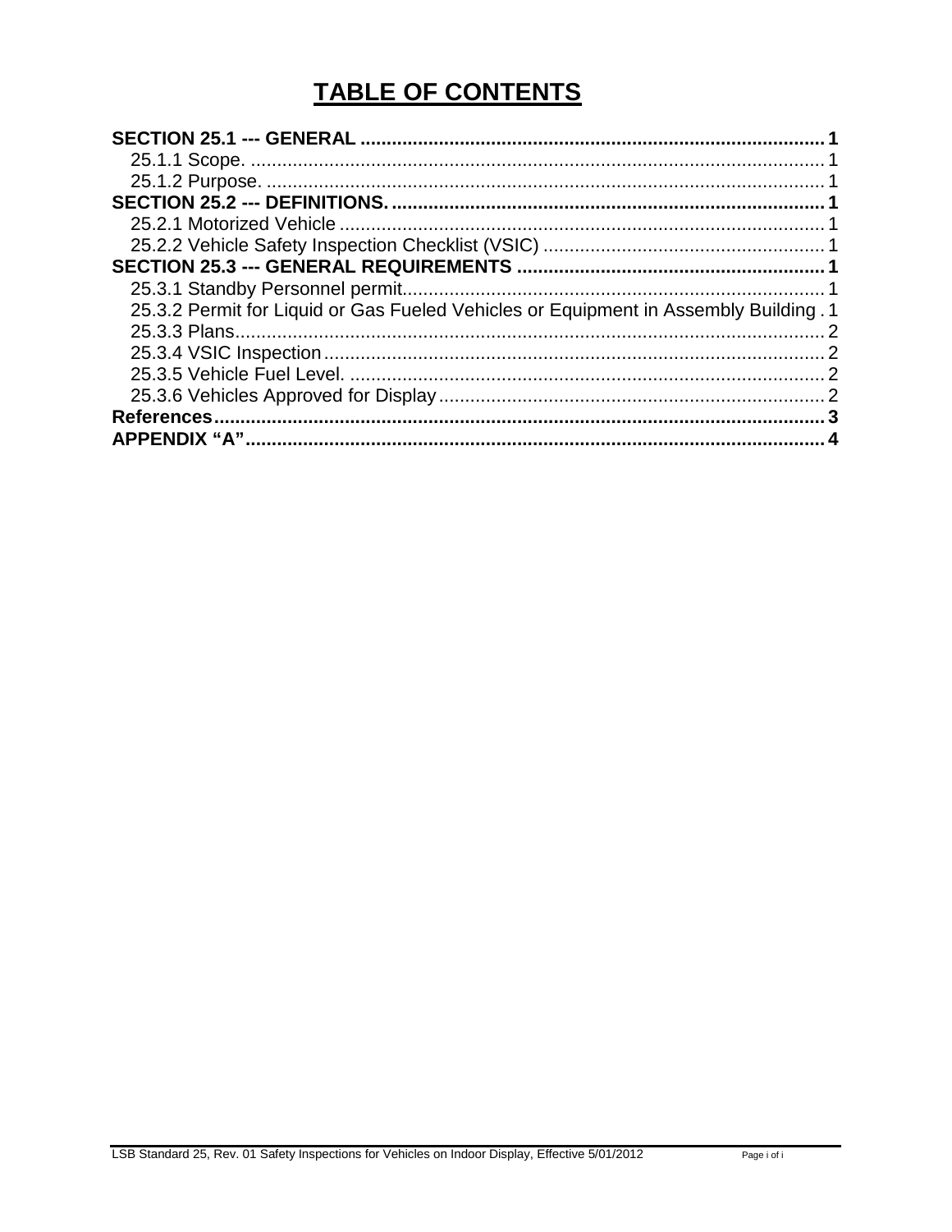# TABLE OF CONTENTS

**SECTION 25.1 --- GENERAL** ..... **1**
- 25.1.1 Scope. ..... 1
- 25.1.2 Purpose. ..... 1

**SECTION 25.2 --- DEFINITIONS.** ..... **1**
- 25.2.1 Motorized Vehicle ..... 1
- 25.2.2 Vehicle Safety Inspection Checklist (VSIC) ..... 1

**SECTION 25.3 --- GENERAL REQUIREMENTS** ..... **1**
- 25.3.1 Standby Personnel permit. ..... 1
- 25.3.2 Permit for Liquid or Gas Fueled Vehicles or Equipment in Assembly Building ..... 1
- 25.3.3 Plans ..... 2
- 25.3.4 VSIC Inspection ..... 2
- 25.3.5 Vehicle Fuel Level. ..... 2
- 25.3.6 Vehicles Approved for Display ..... 2

**References** ..... **3**

**APPENDIX "A"** ..... **4**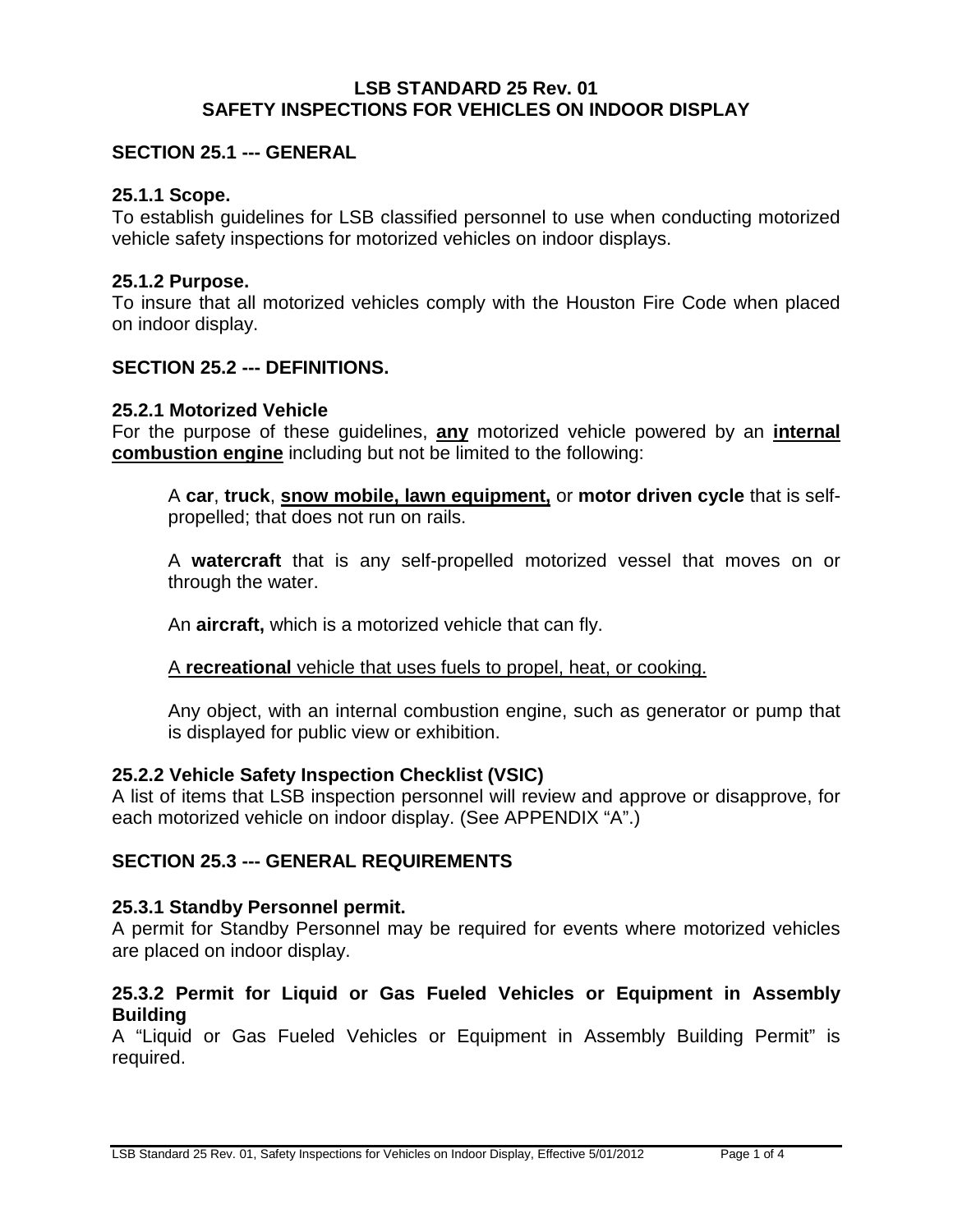**LSB STANDARD 25 Rev. 01**
**SAFETY INSPECTIONS FOR VEHICLES ON INDOOR DISPLAY**

## SECTION 25.1 --- GENERAL

### 25.1.1 Scope.

To establish guidelines for LSB classified personnel to use when conducting motorized vehicle safety inspections for motorized vehicles on indoor displays.

### 25.1.2 Purpose.

To insure that all motorized vehicles comply with the Houston Fire Code when placed on indoor display.

## SECTION 25.2 --- DEFINITIONS.

### 25.2.1 Motorized Vehicle

For the purpose of these guidelines, <u>**any**</u> motorized vehicle powered by an <u>**internal combustion engine**</u> including but not be limited to the following:

> A **car**, **truck**, <u>**snow mobile, lawn equipment,**</u> or **motor driven cycle** that is self-propelled; that does not run on rails.
>
> A **watercraft** that is any self-propelled motorized vessel that moves on or through the water.
>
> An **aircraft,** which is a motorized vehicle that can fly.
>
> <u>A **recreational** vehicle that uses fuels to propel, heat, or cooking.</u>
>
> Any object, with an internal combustion engine, such as generator or pump that is displayed for public view or exhibition.

### 25.2.2 Vehicle Safety Inspection Checklist (VSIC)

A list of items that LSB inspection personnel will review and approve or disapprove, for each motorized vehicle on indoor display. (See APPENDIX "A".)

## SECTION 25.3 --- GENERAL REQUIREMENTS

### 25.3.1 Standby Personnel permit.

A permit for Standby Personnel may be required for events where motorized vehicles are placed on indoor display.

### 25.3.2 Permit for Liquid or Gas Fueled Vehicles or Equipment in Assembly Building

A "Liquid or Gas Fueled Vehicles or Equipment in Assembly Building Permit" is required.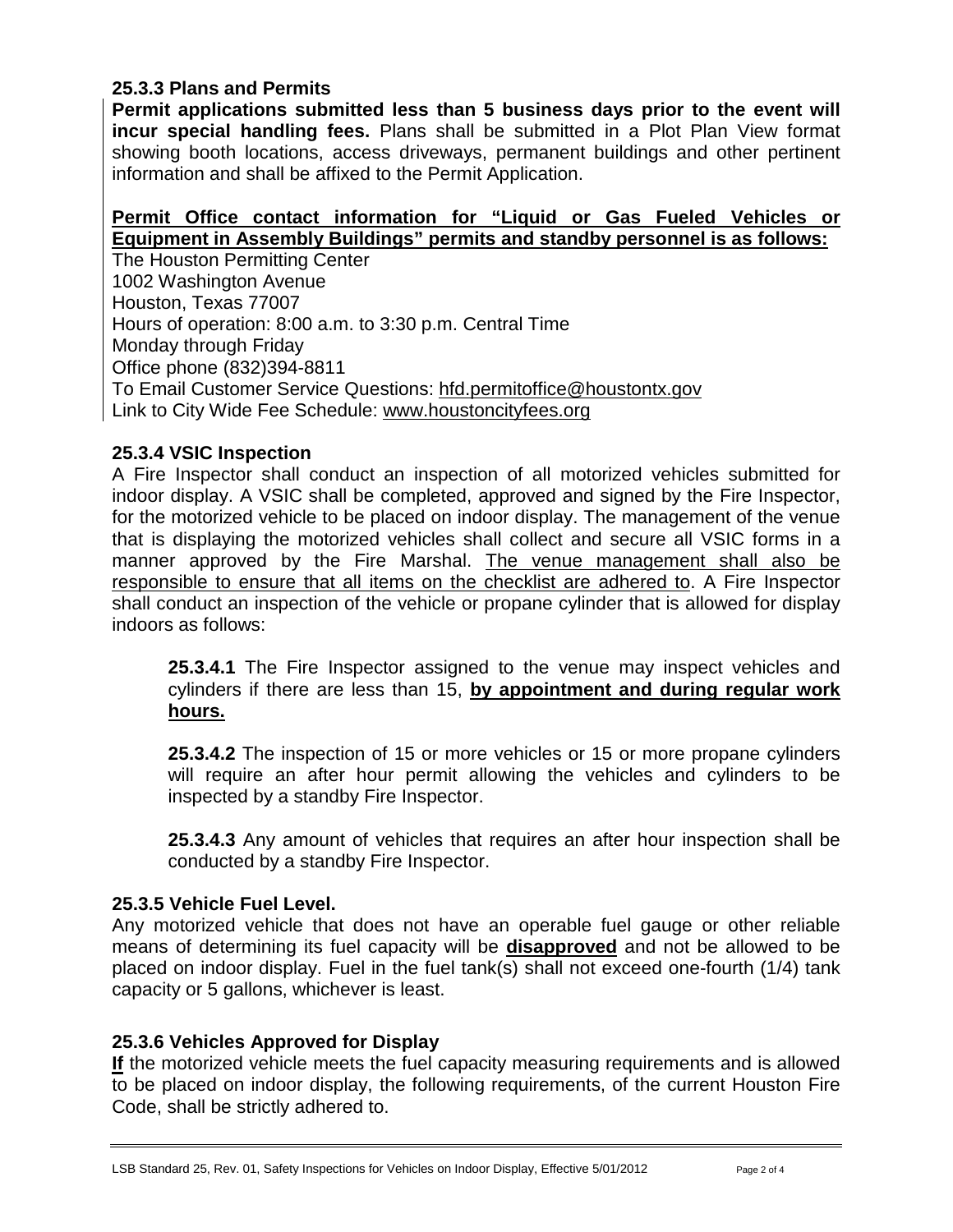### 25.3.3 Plans and Permits

**Permit applications submitted less than 5 business days prior to the event will incur special handling fees.** Plans shall be submitted in a Plot Plan View format showing booth locations, access driveways, permanent buildings and other pertinent information and shall be affixed to the Permit Application.

<u>**Permit Office contact information for "Liquid or Gas Fueled Vehicles or Equipment in Assembly Buildings" permits and standby personnel is as follows:**</u>

The Houston Permitting Center  
1002 Washington Avenue  
Houston, Texas 77007  
Hours of operation: 8:00 a.m. to 3:30 p.m. Central Time  
Monday through Friday  
Office phone (832)394-8811  
To Email Customer Service Questions: hfd.permitoffice@houstontx.gov  
Link to City Wide Fee Schedule: www.houstoncityfees.org

### 25.3.4 VSIC Inspection

A Fire Inspector shall conduct an inspection of all motorized vehicles submitted for indoor display. A VSIC shall be completed, approved and signed by the Fire Inspector, for the motorized vehicle to be placed on indoor display. The management of the venue that is displaying the motorized vehicles shall collect and secure all VSIC forms in a manner approved by the Fire Marshal. <u>The venue management shall also be responsible to ensure that all items on the checklist are adhered to</u>. A Fire Inspector shall conduct an inspection of the vehicle or propane cylinder that is allowed for display indoors as follows:

**25.3.4.1** The Fire Inspector assigned to the venue may inspect vehicles and cylinders if there are less than 15, <u>**by appointment and during regular work hours.**</u>

**25.3.4.2** The inspection of 15 or more vehicles or 15 or more propane cylinders will require an after hour permit allowing the vehicles and cylinders to be inspected by a standby Fire Inspector.

**25.3.4.3** Any amount of vehicles that requires an after hour inspection shall be conducted by a standby Fire Inspector.

### 25.3.5 Vehicle Fuel Level.

Any motorized vehicle that does not have an operable fuel gauge or other reliable means of determining its fuel capacity will be <u>**disapproved**</u> and not be allowed to be placed on indoor display. Fuel in the fuel tank(s) shall not exceed one-fourth (1/4) tank capacity or 5 gallons, whichever is least.

### 25.3.6 Vehicles Approved for Display

<u>**If**</u> the motorized vehicle meets the fuel capacity measuring requirements and is allowed to be placed on indoor display, the following requirements, of the current Houston Fire Code, shall be strictly adhered to.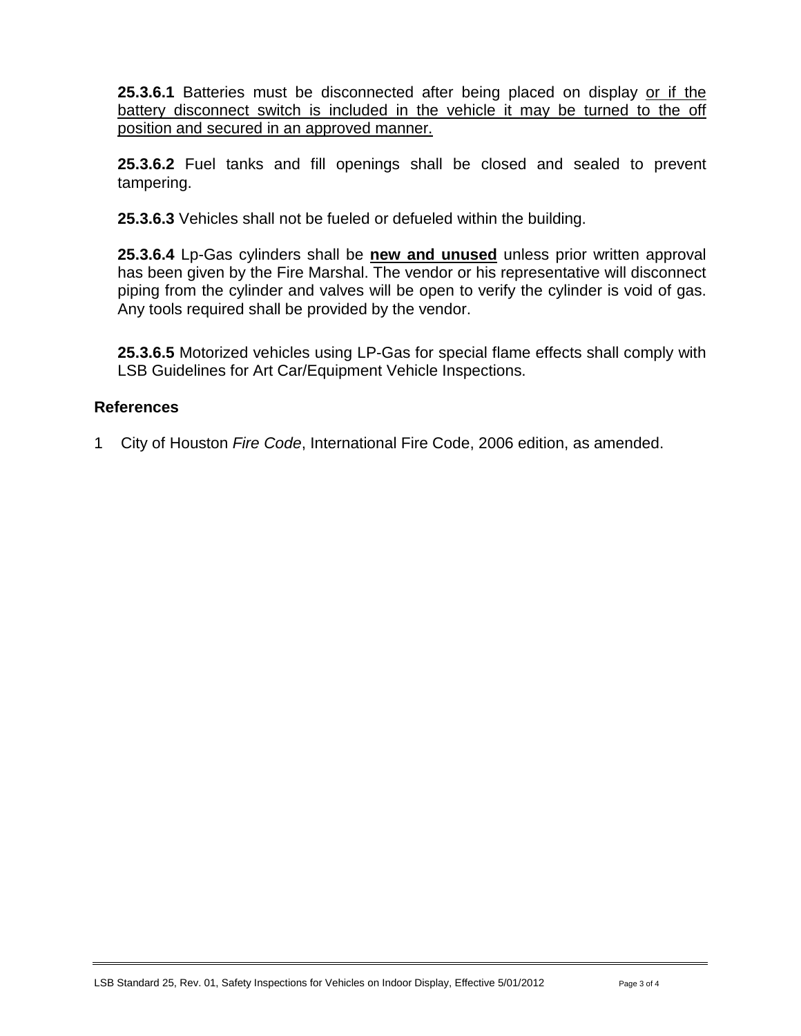**25.3.6.1** Batteries must be disconnected after being placed on display <u>or if the battery disconnect switch is included in the vehicle it may be turned to the off position and secured in an approved manner.</u>

**25.3.6.2** Fuel tanks and fill openings shall be closed and sealed to prevent tampering.

**25.3.6.3** Vehicles shall not be fueled or defueled within the building.

**25.3.6.4** Lp-Gas cylinders shall be **<u>new and unused</u>** unless prior written approval has been given by the Fire Marshal. The vendor or his representative will disconnect piping from the cylinder and valves will be open to verify the cylinder is void of gas. Any tools required shall be provided by the vendor.

**25.3.6.5** Motorized vehicles using LP-Gas for special flame effects shall comply with LSB Guidelines for Art Car/Equipment Vehicle Inspections.

## References

1 City of Houston *Fire Code*, International Fire Code, 2006 edition, as amended.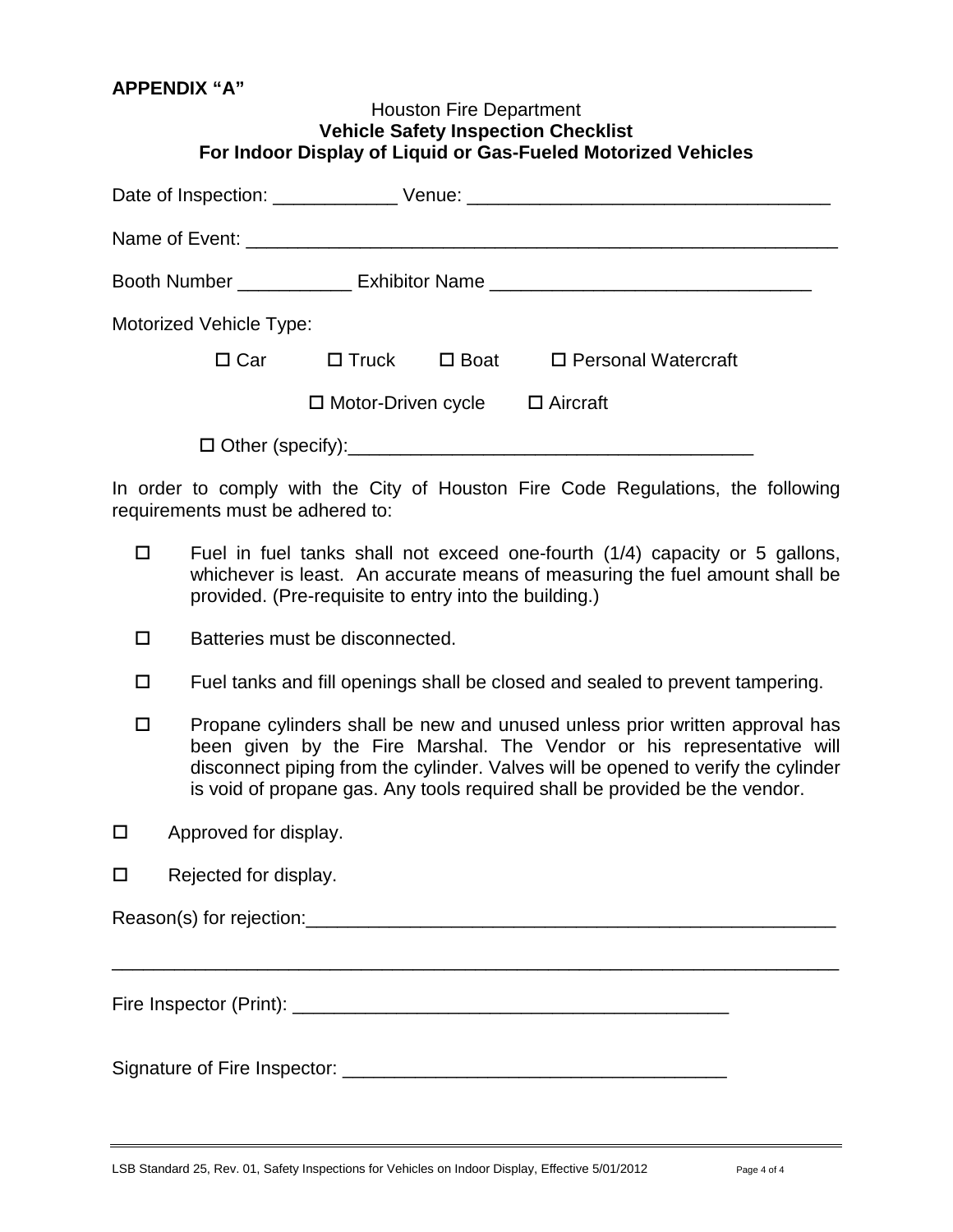**APPENDIX "A"**

Houston Fire Department

**Vehicle Safety Inspection Checklist**

**For Indoor Display of Liquid or Gas-Fueled Motorized Vehicles**

Date of Inspection: ____________ Venue: ___________________________________

Name of Event: _________________________________________________________

Booth Number ___________ Exhibitor Name ______________________________

Motorized Vehicle Type:

☐ Car ☐ Truck ☐ Boat ☐ Personal Watercraft

☐ Motor-Driven cycle ☐ Aircraft

☐ Other (specify):_______________________________________

In order to comply with the City of Houston Fire Code Regulations, the following requirements must be adhered to:

- ☐ Fuel in fuel tanks shall not exceed one-fourth (1/4) capacity or 5 gallons, whichever is least. An accurate means of measuring the fuel amount shall be provided. (Pre-requisite to entry into the building.)
- ☐ Batteries must be disconnected.
- ☐ Fuel tanks and fill openings shall be closed and sealed to prevent tampering.
- ☐ Propane cylinders shall be new and unused unless prior written approval has been given by the Fire Marshal. The Vendor or his representative will disconnect piping from the cylinder. Valves will be opened to verify the cylinder is void of propane gas. Any tools required shall be provided be the vendor.

☐ Approved for display.

☐ Rejected for display.

Reason(s) for rejection:_____________________________________________________

_______________________________________________________________________

Fire Inspector (Print): ___________________________________________

Signature of Fire Inspector: _____________________________________